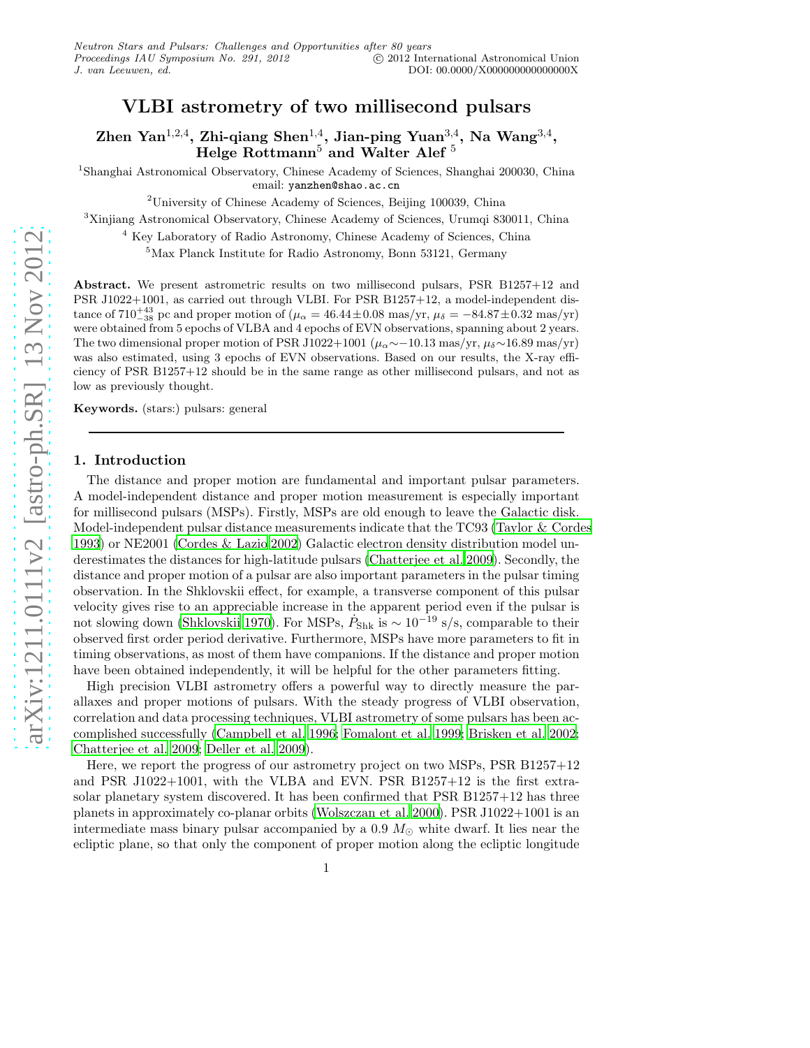# VLBI astrometry of two millisecond pulsars

**Zhen Yan[1,2,4], Zhi-qiang Shen[1,4], Jian-ping Yuan[3,4], Na Wang[3,4], Helge Rottmann[5] and Walter Alef[5]**

[1]Shanghai Astronomical Observatory, Chinese Academy of Sciences, Shanghai 200030, China
email: yanzhen@shao.ac.cn

[2]University of Chinese Academy of Sciences, Beijing 100039, China

[3]Xinjiang Astronomical Observatory, Chinese Academy of Sciences, Urumqi 830011, China

[4] Key Laboratory of Radio Astronomy, Chinese Academy of Sciences, China

[5]Max Planck Institute for Radio Astronomy, Bonn 53121, Germany

**Abstract.** We present astrometric results on two millisecond pulsars, PSR B1257+12 and PSR J1022+1001, as carried out through VLBI. For PSR B1257+12, a model-independent distance of $710^{+43}_{-38}$ pc and proper motion of ($\mu_\alpha = 46.44 \pm 0.08$ mas/yr, $\mu_\delta = -84.87 \pm 0.32$ mas/yr) were obtained from 5 epochs of VLBA and 4 epochs of EVN observations, spanning about 2 years. The two dimensional proper motion of PSR J1022+1001 ($\mu_\alpha \sim -10.13$ mas/yr, $\mu_\delta \sim 16.89$ mas/yr) was also estimated, using 3 epochs of EVN observations. Based on our results, the X-ray efficiency of PSR B1257+12 should be in the same range as other millisecond pulsars, and not as low as previously thought.

**Keywords.** (stars:) pulsars: general

## 1. Introduction

The distance and proper motion are fundamental and important pulsar parameters. A model-independent distance and proper motion measurement is especially important for millisecond pulsars (MSPs). Firstly, MSPs are old enough to leave the Galactic disk. Model-independent pulsar distance measurements indicate that the TC93 (Taylor & Cordes 1993) or NE2001 (Cordes & Lazio 2002) Galactic electron density distribution model underestimates the distances for high-latitude pulsars (Chatterjee et al. 2009). Secondly, the distance and proper motion of a pulsar are also important parameters in the pulsar timing observation. In the Shklovskii effect, for example, a transverse component of this pulsar velocity gives rise to an appreciable increase in the apparent period even if the pulsar is not slowing down (Shklovskii 1970). For MSPs, $\dot{P}_{\rm Shk}$ is $\sim 10^{-19}$ s/s, comparable to their observed first order period derivative. Furthermore, MSPs have more parameters to fit in timing observations, as most of them have companions. If the distance and proper motion have been obtained independently, it will be helpful for the other parameters fitting.

High precision VLBI astrometry offers a powerful way to directly measure the parallaxes and proper motions of pulsars. With the steady progress of VLBI observation, correlation and data processing techniques, VLBI astrometry of some pulsars has been accomplished successfully (Campbell et al. 1996; Fomalont et al. 1999; Brisken et al. 2002; Chatterjee et al. 2009; Deller et al. 2009).

Here, we report the progress of our astrometry project on two MSPs, PSR B1257+12 and PSR J1022+1001, with the VLBA and EVN. PSR B1257+12 is the first extrasolar planetary system discovered. It has been confirmed that PSR B1257+12 has three planets in approximately co-planar orbits (Wolszczan et al. 2000). PSR J1022+1001 is an intermediate mass binary pulsar accompanied by a 0.9 $M_\odot$ white dwarf. It lies near the ecliptic plane, so that only the component of proper motion along the ecliptic longitude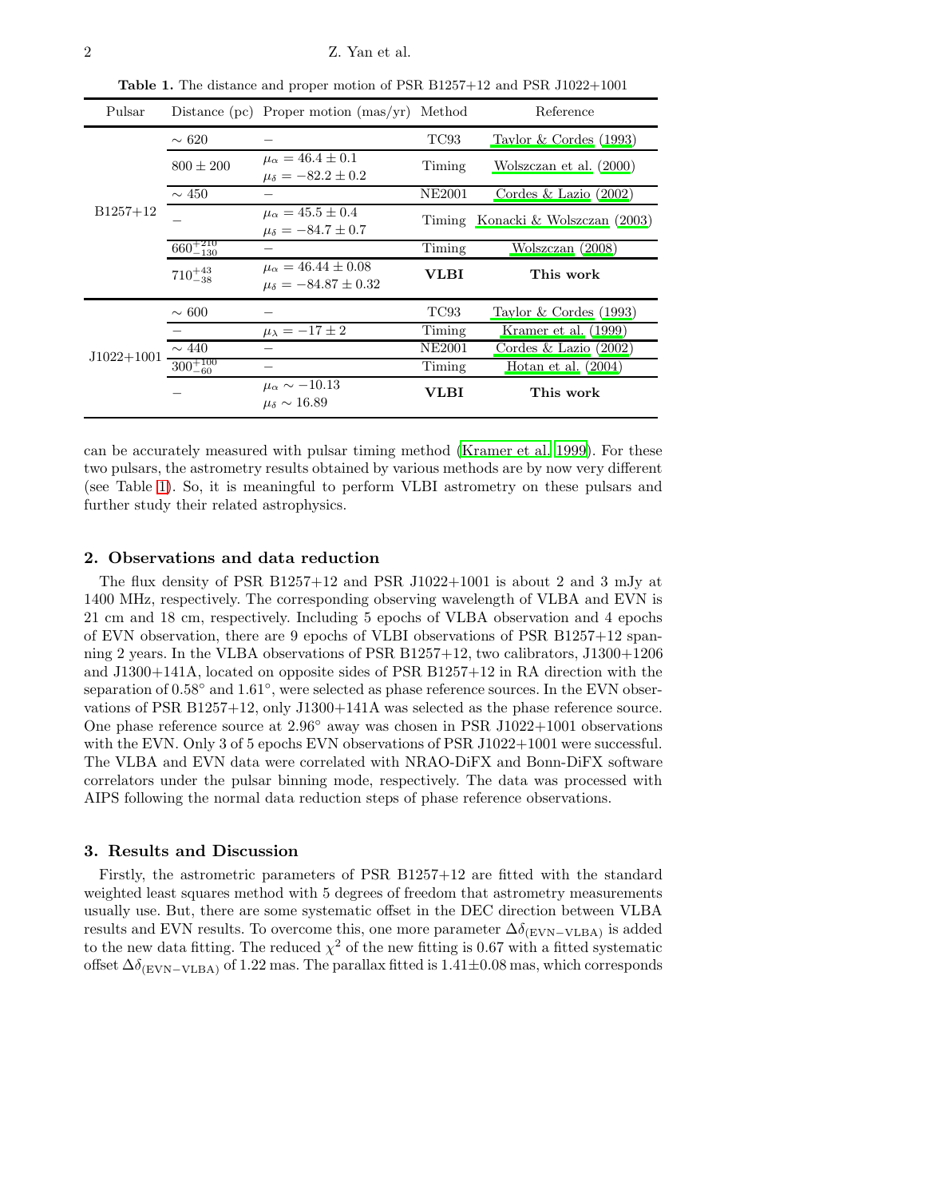**Table 1.** The distance and proper motion of PSR B1257+12 and PSR J1022+1001

| Pulsar | Distance (pc) | Proper motion (mas/yr) | Method | Reference |
|---|---|---|---|---|
| B1257+12 | $\sim 620$ | – | TC93 | Taylor & Cordes (1993) |
| | $800 \pm 200$ | $\mu_\alpha = 46.4 \pm 0.1$ <br> $\mu_\delta = -82.2 \pm 0.2$ | Timing | Wolszczan et al. (2000) |
| | $\sim 450$ | – | NE2001 | Cordes & Lazio (2002) |
| | – | $\mu_\alpha = 45.5 \pm 0.4$ <br> $\mu_\delta = -84.7 \pm 0.7$ | Timing | Konacki & Wolszczan (2003) |
| | $660^{+210}_{-130}$ | – | Timing | Wolszczan (2008) |
| | $710^{+43}_{-38}$ | $\mu_\alpha = 46.44 \pm 0.08$ <br> $\mu_\delta = -84.87 \pm 0.32$ | **VLBI** | **This work** |
| J1022+1001 | $\sim 600$ | – | TC93 | Taylor & Cordes (1993) |
| | – | $\mu_\lambda = -17 \pm 2$ | Timing | Kramer et al. (1999) |
| | $\sim 440$ | – | NE2001 | Cordes & Lazio (2002) |
| | $300^{+100}_{-60}$ | – | Timing | Hotan et al. (2004) |
| | – | $\mu_\alpha \sim -10.13$ <br> $\mu_\delta \sim 16.89$ | **VLBI** | **This work** |

can be accurately measured with pulsar timing method (Kramer et al. 1999). For these two pulsars, the astrometry results obtained by various methods are by now very different (see Table 1). So, it is meaningful to perform VLBI astrometry on these pulsars and further study their related astrophysics.

## 2. Observations and data reduction

The flux density of PSR B1257+12 and PSR J1022+1001 is about 2 and 3 mJy at 1400 MHz, respectively. The corresponding observing wavelength of VLBA and EVN is 21 cm and 18 cm, respectively. Including 5 epochs of VLBA observation and 4 epochs of EVN observation, there are 9 epochs of VLBI observations of PSR B1257+12 spanning 2 years. In the VLBA observations of PSR B1257+12, two calibrators, J1300+1206 and J1300+141A, located on opposite sides of PSR B1257+12 in RA direction with the separation of $0.58°$ and $1.61°$, were selected as phase reference sources. In the EVN observations of PSR B1257+12, only J1300+141A was selected as the phase reference source. One phase reference source at $2.96°$ away was chosen in PSR J1022+1001 observations with the EVN. Only 3 of 5 epochs EVN observations of PSR J1022+1001 were successful. The VLBA and EVN data were correlated with NRAO-DiFX and Bonn-DiFX software correlators under the pulsar binning mode, respectively. The data was processed with AIPS following the normal data reduction steps of phase reference observations.

## 3. Results and Discussion

Firstly, the astrometric parameters of PSR B1257+12 are fitted with the standard weighted least squares method with 5 degrees of freedom that astrometry measurements usually use. But, there are some systematic offset in the DEC direction between VLBA results and EVN results. To overcome this, one more parameter $\Delta\delta_{(\mathrm{EVN-VLBA})}$ is added to the new data fitting. The reduced $\chi^2$ of the new fitting is 0.67 with a fitted systematic offset $\Delta\delta_{(\mathrm{EVN-VLBA})}$ of 1.22 mas. The parallax fitted is $1.41 \pm 0.08$ mas, which corresponds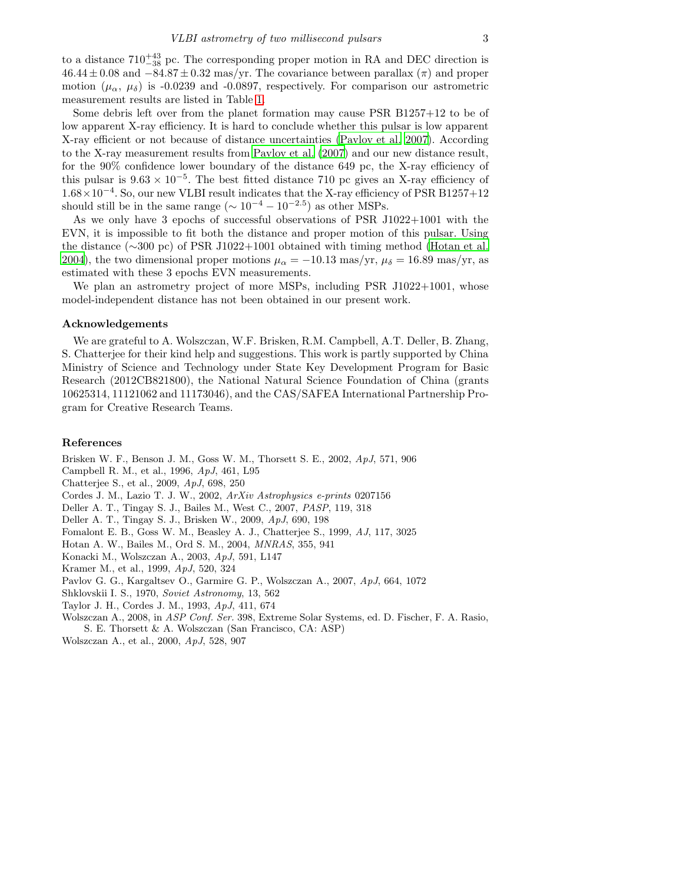to a distance $710^{+43}_{-38}$ pc. The corresponding proper motion in RA and DEC direction is $46.44 \pm 0.08$ and $-84.87 \pm 0.32$ mas/yr. The covariance between parallax ($\pi$) and proper motion ($\mu_\alpha$, $\mu_\delta$) is -0.0239 and -0.0897, respectively. For comparison our astrometric measurement results are listed in Table 1.

Some debris left over from the planet formation may cause PSR B1257+12 to be of low apparent X-ray efficiency. It is hard to conclude whether this pulsar is low apparent X-ray efficient or not because of distance uncertainties (Pavlov et al. 2007). According to the X-ray measurement results from Pavlov et al. (2007) and our new distance result, for the 90% confidence lower boundary of the distance 649 pc, the X-ray efficiency of this pulsar is $9.63 \times 10^{-5}$. The best fitted distance 710 pc gives an X-ray efficiency of $1.68 \times 10^{-4}$. So, our new VLBI result indicates that the X-ray efficiency of PSR B1257+12 should still be in the same range ($\sim 10^{-4} - 10^{-2.5}$) as other MSPs.

As we only have 3 epochs of successful observations of PSR J1022+1001 with the EVN, it is impossible to fit both the distance and proper motion of this pulsar. Using the distance ($\sim$300 pc) of PSR J1022+1001 obtained with timing method (Hotan et al. 2004), the two dimensional proper motions $\mu_\alpha = -10.13$ mas/yr, $\mu_\delta = 16.89$ mas/yr, as estimated with these 3 epochs EVN measurements.

We plan an astrometry project of more MSPs, including PSR J1022+1001, whose model-independent distance has not been obtained in our present work.

### Acknowledgements

We are grateful to A. Wolszczan, W.F. Brisken, R.M. Campbell, A.T. Deller, B. Zhang, S. Chatterjee for their kind help and suggestions. This work is partly supported by China Ministry of Science and Technology under State Key Development Program for Basic Research (2012CB821800), the National Natural Science Foundation of China (grants 10625314, 11121062 and 11173046), and the CAS/SAFEA International Partnership Program for Creative Research Teams.

### References

Brisken W. F., Benson J. M., Goss W. M., Thorsett S. E., 2002, *ApJ*, 571, 906

Campbell R. M., et al., 1996, *ApJ*, 461, L95

Chatterjee S., et al., 2009, *ApJ*, 698, 250

Cordes J. M., Lazio T. J. W., 2002, *ArXiv Astrophysics e-prints* 0207156

Deller A. T., Tingay S. J., Bailes M., West C., 2007, *PASP*, 119, 318

Deller A. T., Tingay S. J., Brisken W., 2009, *ApJ*, 690, 198

Fomalont E. B., Goss W. M., Beasley A. J., Chatterjee S., 1999, *AJ*, 117, 3025

Hotan A. W., Bailes M., Ord S. M., 2004, *MNRAS*, 355, 941

Konacki M., Wolszczan A., 2003, *ApJ*, 591, L147

Kramer M., et al., 1999, *ApJ*, 520, 324

Pavlov G. G., Kargaltsev O., Garmire G. P., Wolszczan A., 2007, *ApJ*, 664, 1072

Shklovskii I. S., 1970, *Soviet Astronomy*, 13, 562

Taylor J. H., Cordes J. M., 1993, *ApJ*, 411, 674

Wolszczan A., 2008, in *ASP Conf. Ser.* 398, Extreme Solar Systems, ed. D. Fischer, F. A. Rasio, S. E. Thorsett & A. Wolszczan (San Francisco, CA: ASP)

Wolszczan A., et al., 2000, *ApJ*, 528, 907